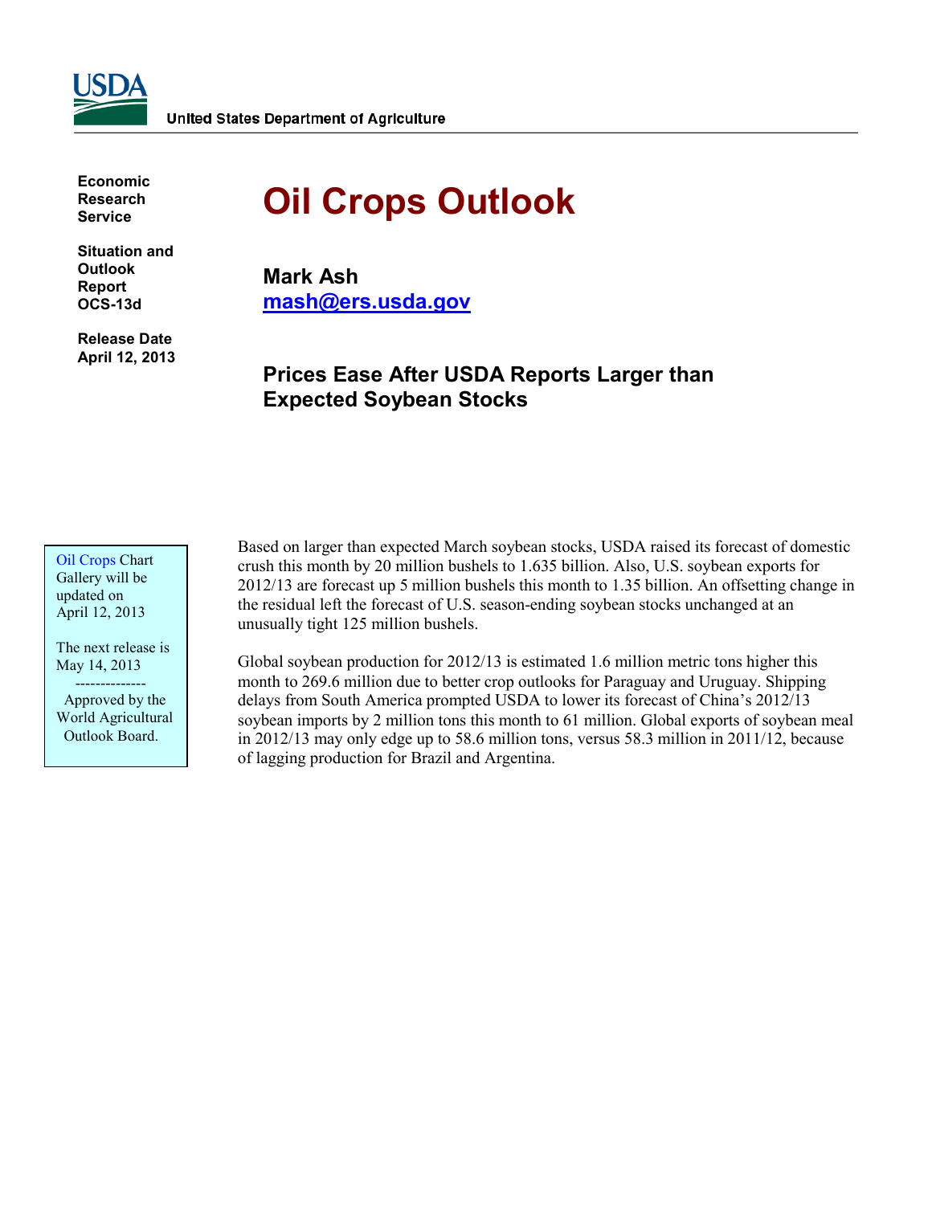United States Department of Agriculture

Economic Research Service

Situation and Outlook Report OCS-13d

Release Date April 12, 2013

# Oil Crops Outlook

**Mark Ash**
mash@ers.usda.gov

## Prices Ease After USDA Reports Larger than Expected Soybean Stocks

Oil Crops Chart Gallery will be updated on April 12, 2013

The next release is May 14, 2013

--------------

Approved by the World Agricultural Outlook Board.

Based on larger than expected March soybean stocks, USDA raised its forecast of domestic crush this month by 20 million bushels to 1.635 billion. Also, U.S. soybean exports for 2012/13 are forecast up 5 million bushels this month to 1.35 billion. An offsetting change in the residual left the forecast of U.S. season-ending soybean stocks unchanged at an unusually tight 125 million bushels.

Global soybean production for 2012/13 is estimated 1.6 million metric tons higher this month to 269.6 million due to better crop outlooks for Paraguay and Uruguay. Shipping delays from South America prompted USDA to lower its forecast of China's 2012/13 soybean imports by 2 million tons this month to 61 million. Global exports of soybean meal in 2012/13 may only edge up to 58.6 million tons, versus 58.3 million in 2011/12, because of lagging production for Brazil and Argentina.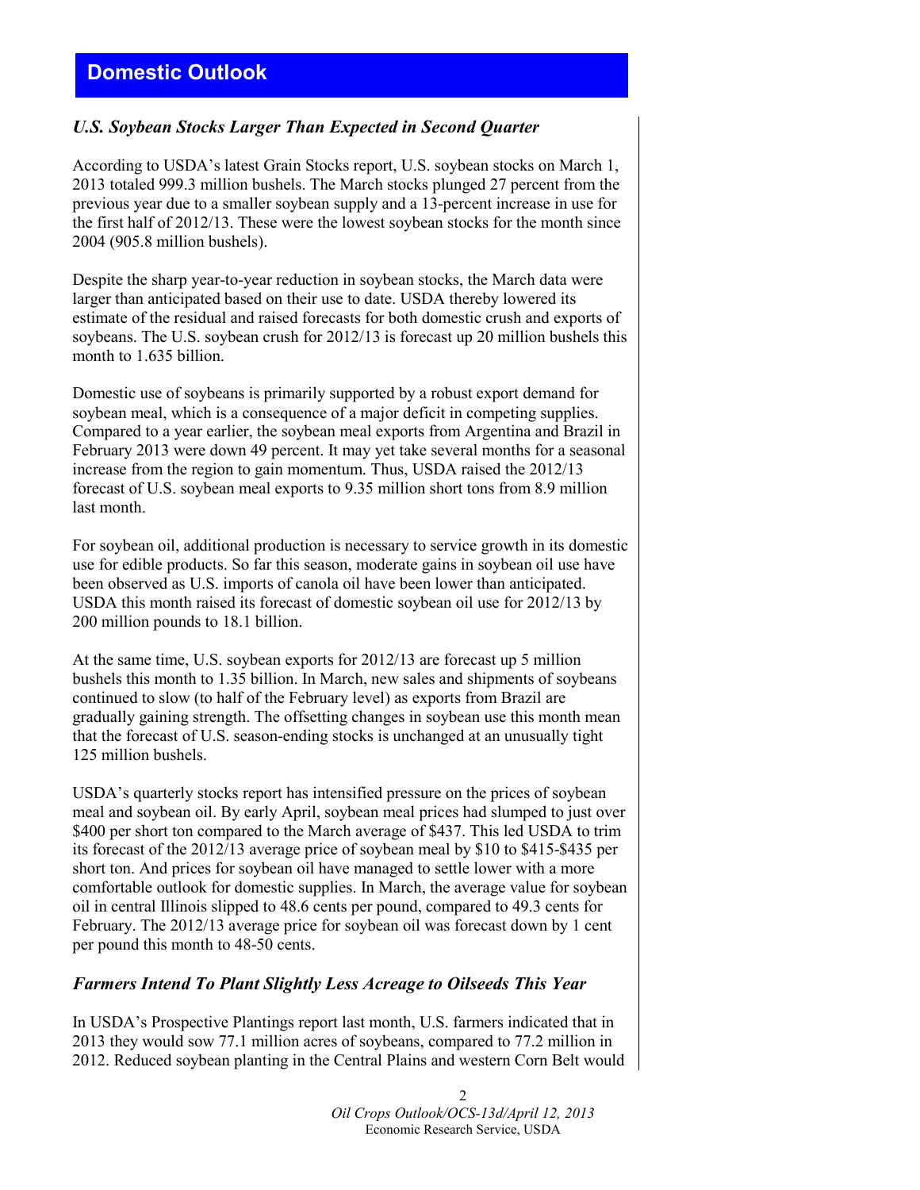## Domestic Outlook

### *U.S. Soybean Stocks Larger Than Expected in Second Quarter*

According to USDA's latest Grain Stocks report, U.S. soybean stocks on March 1, 2013 totaled 999.3 million bushels. The March stocks plunged 27 percent from the previous year due to a smaller soybean supply and a 13-percent increase in use for the first half of 2012/13. These were the lowest soybean stocks for the month since 2004 (905.8 million bushels).

Despite the sharp year-to-year reduction in soybean stocks, the March data were larger than anticipated based on their use to date. USDA thereby lowered its estimate of the residual and raised forecasts for both domestic crush and exports of soybeans. The U.S. soybean crush for 2012/13 is forecast up 20 million bushels this month to 1.635 billion.

Domestic use of soybeans is primarily supported by a robust export demand for soybean meal, which is a consequence of a major deficit in competing supplies. Compared to a year earlier, the soybean meal exports from Argentina and Brazil in February 2013 were down 49 percent. It may yet take several months for a seasonal increase from the region to gain momentum. Thus, USDA raised the 2012/13 forecast of U.S. soybean meal exports to 9.35 million short tons from 8.9 million last month.

For soybean oil, additional production is necessary to service growth in its domestic use for edible products. So far this season, moderate gains in soybean oil use have been observed as U.S. imports of canola oil have been lower than anticipated. USDA this month raised its forecast of domestic soybean oil use for 2012/13 by 200 million pounds to 18.1 billion.

At the same time, U.S. soybean exports for 2012/13 are forecast up 5 million bushels this month to 1.35 billion. In March, new sales and shipments of soybeans continued to slow (to half of the February level) as exports from Brazil are gradually gaining strength. The offsetting changes in soybean use this month mean that the forecast of U.S. season-ending stocks is unchanged at an unusually tight 125 million bushels.

USDA's quarterly stocks report has intensified pressure on the prices of soybean meal and soybean oil. By early April, soybean meal prices had slumped to just over $400 per short ton compared to the March average of $437. This led USDA to trim its forecast of the 2012/13 average price of soybean meal by $10 to $415-$435 per short ton. And prices for soybean oil have managed to settle lower with a more comfortable outlook for domestic supplies. In March, the average value for soybean oil in central Illinois slipped to 48.6 cents per pound, compared to 49.3 cents for February. The 2012/13 average price for soybean oil was forecast down by 1 cent per pound this month to 48-50 cents.

### *Farmers Intend To Plant Slightly Less Acreage to Oilseeds This Year*

In USDA's Prospective Plantings report last month, U.S. farmers indicated that in 2013 they would sow 77.1 million acres of soybeans, compared to 77.2 million in 2012. Reduced soybean planting in the Central Plains and western Corn Belt would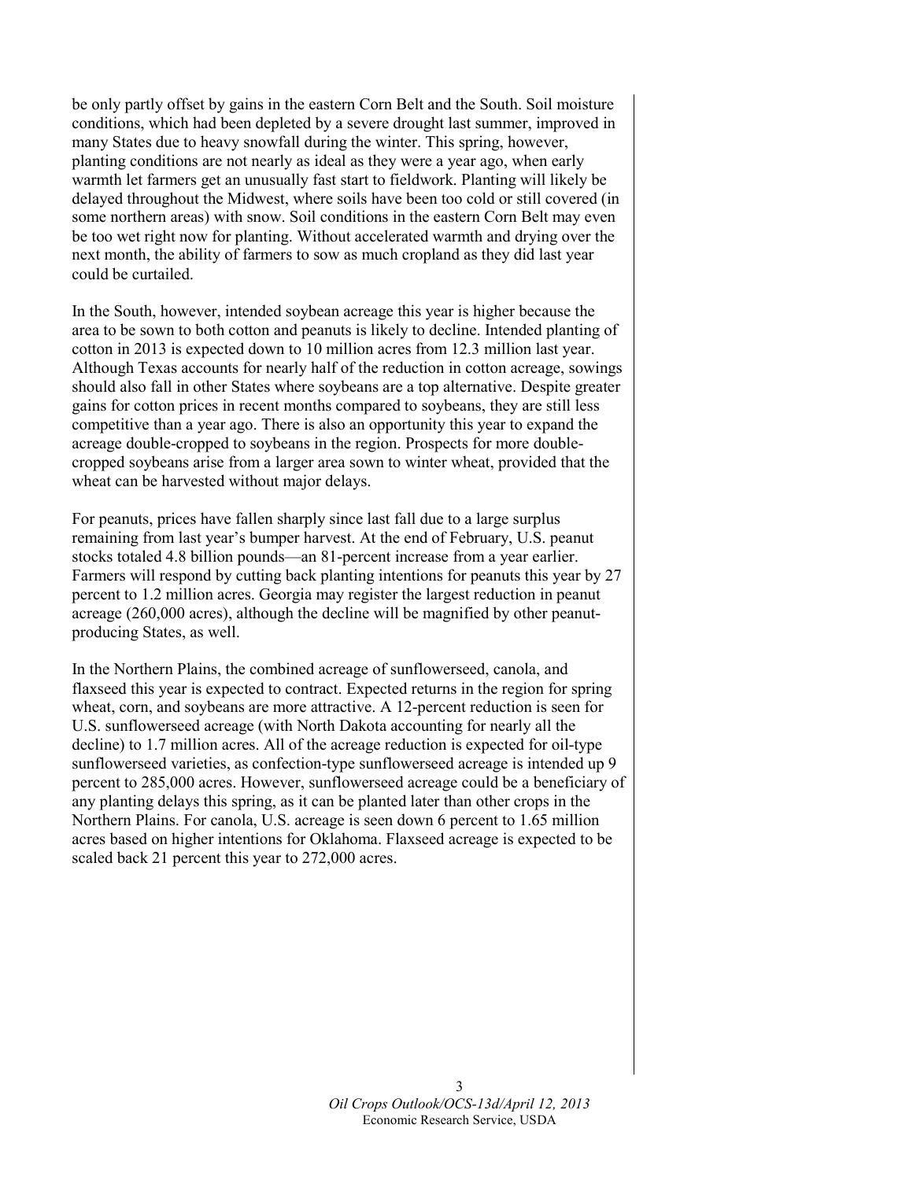be only partly offset by gains in the eastern Corn Belt and the South. Soil moisture conditions, which had been depleted by a severe drought last summer, improved in many States due to heavy snowfall during the winter. This spring, however, planting conditions are not nearly as ideal as they were a year ago, when early warmth let farmers get an unusually fast start to fieldwork. Planting will likely be delayed throughout the Midwest, where soils have been too cold or still covered (in some northern areas) with snow. Soil conditions in the eastern Corn Belt may even be too wet right now for planting. Without accelerated warmth and drying over the next month, the ability of farmers to sow as much cropland as they did last year could be curtailed.

In the South, however, intended soybean acreage this year is higher because the area to be sown to both cotton and peanuts is likely to decline. Intended planting of cotton in 2013 is expected down to 10 million acres from 12.3 million last year. Although Texas accounts for nearly half of the reduction in cotton acreage, sowings should also fall in other States where soybeans are a top alternative. Despite greater gains for cotton prices in recent months compared to soybeans, they are still less competitive than a year ago. There is also an opportunity this year to expand the acreage double-cropped to soybeans in the region. Prospects for more double-cropped soybeans arise from a larger area sown to winter wheat, provided that the wheat can be harvested without major delays.

For peanuts, prices have fallen sharply since last fall due to a large surplus remaining from last year's bumper harvest. At the end of February, U.S. peanut stocks totaled 4.8 billion pounds—an 81-percent increase from a year earlier. Farmers will respond by cutting back planting intentions for peanuts this year by 27 percent to 1.2 million acres. Georgia may register the largest reduction in peanut acreage (260,000 acres), although the decline will be magnified by other peanut-producing States, as well.

In the Northern Plains, the combined acreage of sunflowerseed, canola, and flaxseed this year is expected to contract. Expected returns in the region for spring wheat, corn, and soybeans are more attractive. A 12-percent reduction is seen for U.S. sunflowerseed acreage (with North Dakota accounting for nearly all the decline) to 1.7 million acres. All of the acreage reduction is expected for oil-type sunflowerseed varieties, as confection-type sunflowerseed acreage is intended up 9 percent to 285,000 acres. However, sunflowerseed acreage could be a beneficiary of any planting delays this spring, as it can be planted later than other crops in the Northern Plains. For canola, U.S. acreage is seen down 6 percent to 1.65 million acres based on higher intentions for Oklahoma. Flaxseed acreage is expected to be scaled back 21 percent this year to 272,000 acres.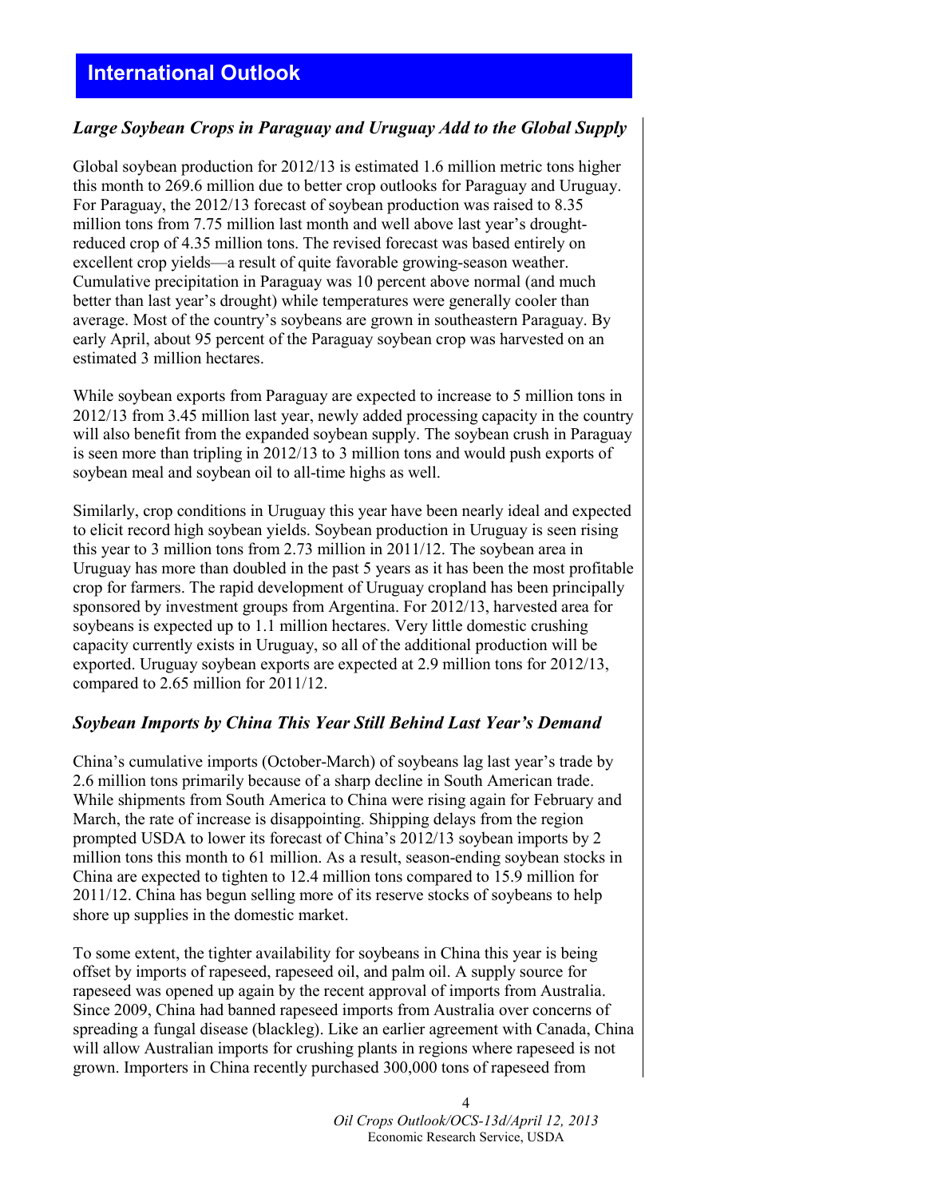## International Outlook

### *Large Soybean Crops in Paraguay and Uruguay Add to the Global Supply*

Global soybean production for 2012/13 is estimated 1.6 million metric tons higher this month to 269.6 million due to better crop outlooks for Paraguay and Uruguay. For Paraguay, the 2012/13 forecast of soybean production was raised to 8.35 million tons from 7.75 million last month and well above last year's drought-reduced crop of 4.35 million tons. The revised forecast was based entirely on excellent crop yields—a result of quite favorable growing-season weather. Cumulative precipitation in Paraguay was 10 percent above normal (and much better than last year's drought) while temperatures were generally cooler than average. Most of the country's soybeans are grown in southeastern Paraguay. By early April, about 95 percent of the Paraguay soybean crop was harvested on an estimated 3 million hectares.

While soybean exports from Paraguay are expected to increase to 5 million tons in 2012/13 from 3.45 million last year, newly added processing capacity in the country will also benefit from the expanded soybean supply. The soybean crush in Paraguay is seen more than tripling in 2012/13 to 3 million tons and would push exports of soybean meal and soybean oil to all-time highs as well.

Similarly, crop conditions in Uruguay this year have been nearly ideal and expected to elicit record high soybean yields. Soybean production in Uruguay is seen rising this year to 3 million tons from 2.73 million in 2011/12. The soybean area in Uruguay has more than doubled in the past 5 years as it has been the most profitable crop for farmers. The rapid development of Uruguay cropland has been principally sponsored by investment groups from Argentina. For 2012/13, harvested area for soybeans is expected up to 1.1 million hectares. Very little domestic crushing capacity currently exists in Uruguay, so all of the additional production will be exported. Uruguay soybean exports are expected at 2.9 million tons for 2012/13, compared to 2.65 million for 2011/12.

### *Soybean Imports by China This Year Still Behind Last Year's Demand*

China's cumulative imports (October-March) of soybeans lag last year's trade by 2.6 million tons primarily because of a sharp decline in South American trade. While shipments from South America to China were rising again for February and March, the rate of increase is disappointing. Shipping delays from the region prompted USDA to lower its forecast of China's 2012/13 soybean imports by 2 million tons this month to 61 million. As a result, season-ending soybean stocks in China are expected to tighten to 12.4 million tons compared to 15.9 million for 2011/12. China has begun selling more of its reserve stocks of soybeans to help shore up supplies in the domestic market.

To some extent, the tighter availability for soybeans in China this year is being offset by imports of rapeseed, rapeseed oil, and palm oil. A supply source for rapeseed was opened up again by the recent approval of imports from Australia. Since 2009, China had banned rapeseed imports from Australia over concerns of spreading a fungal disease (blackleg). Like an earlier agreement with Canada, China will allow Australian imports for crushing plants in regions where rapeseed is not grown. Importers in China recently purchased 300,000 tons of rapeseed from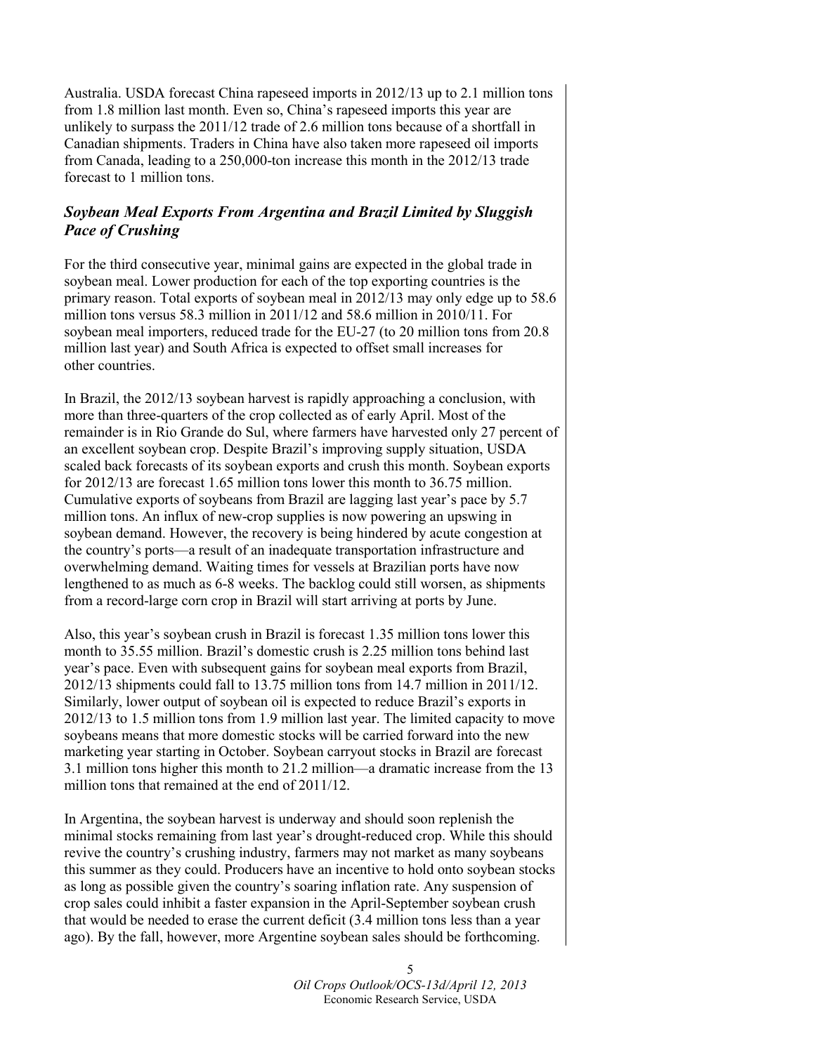Australia. USDA forecast China rapeseed imports in 2012/13 up to 2.1 million tons from 1.8 million last month. Even so, China's rapeseed imports this year are unlikely to surpass the 2011/12 trade of 2.6 million tons because of a shortfall in Canadian shipments. Traders in China have also taken more rapeseed oil imports from Canada, leading to a 250,000-ton increase this month in the 2012/13 trade forecast to 1 million tons.

### *Soybean Meal Exports From Argentina and Brazil Limited by Sluggish Pace of Crushing*

For the third consecutive year, minimal gains are expected in the global trade in soybean meal. Lower production for each of the top exporting countries is the primary reason. Total exports of soybean meal in 2012/13 may only edge up to 58.6 million tons versus 58.3 million in 2011/12 and 58.6 million in 2010/11. For soybean meal importers, reduced trade for the EU-27 (to 20 million tons from 20.8 million last year) and South Africa is expected to offset small increases for other countries.

In Brazil, the 2012/13 soybean harvest is rapidly approaching a conclusion, with more than three-quarters of the crop collected as of early April. Most of the remainder is in Rio Grande do Sul, where farmers have harvested only 27 percent of an excellent soybean crop. Despite Brazil's improving supply situation, USDA scaled back forecasts of its soybean exports and crush this month. Soybean exports for 2012/13 are forecast 1.65 million tons lower this month to 36.75 million. Cumulative exports of soybeans from Brazil are lagging last year's pace by 5.7 million tons. An influx of new-crop supplies is now powering an upswing in soybean demand. However, the recovery is being hindered by acute congestion at the country's ports—a result of an inadequate transportation infrastructure and overwhelming demand. Waiting times for vessels at Brazilian ports have now lengthened to as much as 6-8 weeks. The backlog could still worsen, as shipments from a record-large corn crop in Brazil will start arriving at ports by June.

Also, this year's soybean crush in Brazil is forecast 1.35 million tons lower this month to 35.55 million. Brazil's domestic crush is 2.25 million tons behind last year's pace. Even with subsequent gains for soybean meal exports from Brazil, 2012/13 shipments could fall to 13.75 million tons from 14.7 million in 2011/12. Similarly, lower output of soybean oil is expected to reduce Brazil's exports in 2012/13 to 1.5 million tons from 1.9 million last year. The limited capacity to move soybeans means that more domestic stocks will be carried forward into the new marketing year starting in October. Soybean carryout stocks in Brazil are forecast 3.1 million tons higher this month to 21.2 million—a dramatic increase from the 13 million tons that remained at the end of 2011/12.

In Argentina, the soybean harvest is underway and should soon replenish the minimal stocks remaining from last year's drought-reduced crop. While this should revive the country's crushing industry, farmers may not market as many soybeans this summer as they could. Producers have an incentive to hold onto soybean stocks as long as possible given the country's soaring inflation rate. Any suspension of crop sales could inhibit a faster expansion in the April-September soybean crush that would be needed to erase the current deficit (3.4 million tons less than a year ago). By the fall, however, more Argentine soybean sales should be forthcoming.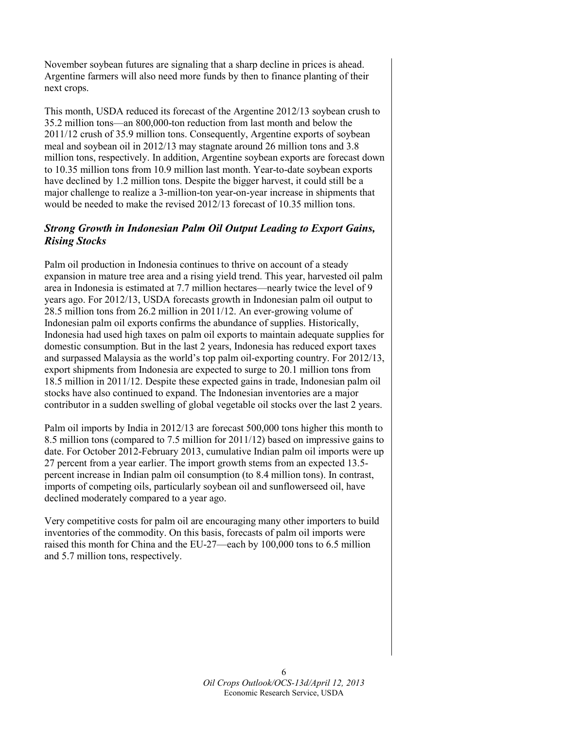November soybean futures are signaling that a sharp decline in prices is ahead. Argentine farmers will also need more funds by then to finance planting of their next crops.

This month, USDA reduced its forecast of the Argentine 2012/13 soybean crush to 35.2 million tons—an 800,000-ton reduction from last month and below the 2011/12 crush of 35.9 million tons. Consequently, Argentine exports of soybean meal and soybean oil in 2012/13 may stagnate around 26 million tons and 3.8 million tons, respectively. In addition, Argentine soybean exports are forecast down to 10.35 million tons from 10.9 million last month. Year-to-date soybean exports have declined by 1.2 million tons. Despite the bigger harvest, it could still be a major challenge to realize a 3-million-ton year-on-year increase in shipments that would be needed to make the revised 2012/13 forecast of 10.35 million tons.

### *Strong Growth in Indonesian Palm Oil Output Leading to Export Gains, Rising Stocks*

Palm oil production in Indonesia continues to thrive on account of a steady expansion in mature tree area and a rising yield trend. This year, harvested oil palm area in Indonesia is estimated at 7.7 million hectares—nearly twice the level of 9 years ago. For 2012/13, USDA forecasts growth in Indonesian palm oil output to 28.5 million tons from 26.2 million in 2011/12. An ever-growing volume of Indonesian palm oil exports confirms the abundance of supplies. Historically, Indonesia had used high taxes on palm oil exports to maintain adequate supplies for domestic consumption. But in the last 2 years, Indonesia has reduced export taxes and surpassed Malaysia as the world's top palm oil-exporting country. For 2012/13, export shipments from Indonesia are expected to surge to 20.1 million tons from 18.5 million in 2011/12. Despite these expected gains in trade, Indonesian palm oil stocks have also continued to expand. The Indonesian inventories are a major contributor in a sudden swelling of global vegetable oil stocks over the last 2 years.

Palm oil imports by India in 2012/13 are forecast 500,000 tons higher this month to 8.5 million tons (compared to 7.5 million for 2011/12) based on impressive gains to date. For October 2012-February 2013, cumulative Indian palm oil imports were up 27 percent from a year earlier. The import growth stems from an expected 13.5-percent increase in Indian palm oil consumption (to 8.4 million tons). In contrast, imports of competing oils, particularly soybean oil and sunflowerseed oil, have declined moderately compared to a year ago.

Very competitive costs for palm oil are encouraging many other importers to build inventories of the commodity. On this basis, forecasts of palm oil imports were raised this month for China and the EU-27—each by 100,000 tons to 6.5 million and 5.7 million tons, respectively.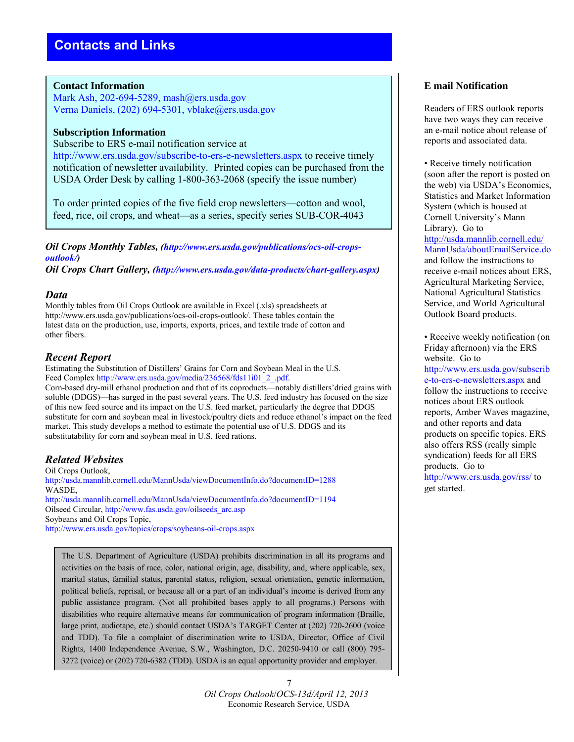# Contacts and Links

**Contact Information**
Mark Ash, 202-694-5289, mash@ers.usda.gov
Verna Daniels, (202) 694-5301, vblake@ers.usda.gov

**Subscription Information**
Subscribe to ERS e-mail notification service at http://www.ers.usda.gov/subscribe-to-ers-e-newsletters.aspx to receive timely notification of newsletter availability. Printed copies can be purchased from the USDA Order Desk by calling 1-800-363-2068 (specify the issue number)

To order printed copies of the five field crop newsletters—cotton and wool, feed, rice, oil crops, and wheat—as a series, specify series SUB-COR-4043

***Oil Crops Monthly Tables, (http://www.ers.usda.gov/publications/ocs-oil-crops-outlook/)***
***Oil Crops Chart Gallery, (http://www.ers.usda.gov/data-products/chart-gallery.aspx)***

## *Data*

Monthly tables from Oil Crops Outlook are available in Excel (.xls) spreadsheets at http://www.ers.usda.gov/publications/ocs-oil-crops-outlook/. These tables contain the latest data on the production, use, imports, exports, prices, and textile trade of cotton and other fibers.

## *Recent Report*

Estimating the Substitution of Distillers' Grains for Corn and Soybean Meal in the U.S. Feed Complex http://www.ers.usda.gov/media/236568/fds11i01_2_.pdf.
Corn-based dry-mill ethanol production and that of its coproducts—notably distillers'dried grains with soluble (DDGS)—has surged in the past several years. The U.S. feed industry has focused on the size of this new feed source and its impact on the U.S. feed market, particularly the degree that DDGS substitute for corn and soybean meal in livestock/poultry diets and reduce ethanol's impact on the feed market. This study develops a method to estimate the potential use of U.S. DDGS and its substitutability for corn and soybean meal in U.S. feed rations.

## *Related Websites*

Oil Crops Outlook,
http://usda.mannlib.cornell.edu/MannUsda/viewDocumentInfo.do?documentID=1288
WASDE,
http://usda.mannlib.cornell.edu/MannUsda/viewDocumentInfo.do?documentID=1194
Oilseed Circular, http://www.fas.usda.gov/oilseeds_arc.asp
Soybeans and Oil Crops Topic,
http://www.ers.usda.gov/topics/crops/soybeans-oil-crops.aspx

The U.S. Department of Agriculture (USDA) prohibits discrimination in all its programs and activities on the basis of race, color, national origin, age, disability, and, where applicable, sex, marital status, familial status, parental status, religion, sexual orientation, genetic information, political beliefs, reprisal, or because all or a part of an individual's income is derived from any public assistance program. (Not all prohibited bases apply to all programs.) Persons with disabilities who require alternative means for communication of program information (Braille, large print, audiotape, etc.) should contact USDA's TARGET Center at (202) 720-2600 (voice and TDD). To file a complaint of discrimination write to USDA, Director, Office of Civil Rights, 1400 Independence Avenue, S.W., Washington, D.C. 20250-9410 or call (800) 795-3272 (voice) or (202) 720-6382 (TDD). USDA is an equal opportunity provider and employer.

**E mail Notification**

Readers of ERS outlook reports have two ways they can receive an e-mail notice about release of reports and associated data.

- Receive timely notification (soon after the report is posted on the web) via USDA's Economics, Statistics and Market Information System (which is housed at Cornell University's Mann Library). Go to http://usda.mannlib.cornell.edu/MannUsda/aboutEmailService.do and follow the instructions to receive e-mail notices about ERS, Agricultural Marketing Service, National Agricultural Statistics Service, and World Agricultural Outlook Board products.

- Receive weekly notification (on Friday afternoon) via the ERS website. Go to http://www.ers.usda.gov/subscribe-to-ers-e-newsletters.aspx and follow the instructions to receive notices about ERS outlook reports, Amber Waves magazine, and other reports and data products on specific topics. ERS also offers RSS (really simple syndication) feeds for all ERS products. Go to http://www.ers.usda.gov/rss/ to get started.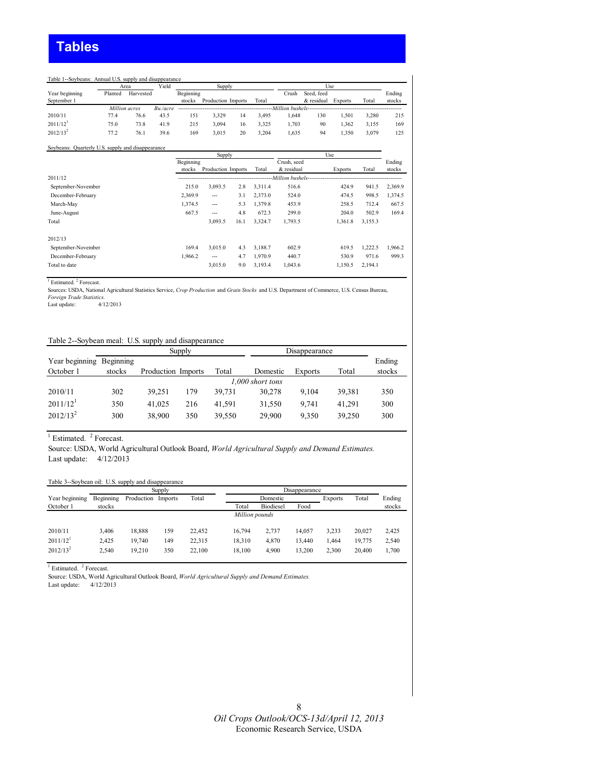# Tables

Table 1--Soybeans: Annual U.S. supply and disappearance

| Year beginning September 1 | Area | | Yield | Supply | | | | Use | | | | Ending stocks |
|---|---|---|---|---|---|---|---|---|---|---|---|---|
| | Planted | Harvested | | Beginning stocks | Production | Imports | Total | Crush | Seed, feed & residual | Exports | Total | |
| | *Million acres* | | *Bu./acre* | *Million bushels* | | | | | | | | |
| 2010/11 | 77.4 | 76.6 | 43.5 | 151 | 3,329 | 14 | 3,495 | 1,648 | 130 | 1,501 | 3,280 | 215 |
| 2011/12[1] | 75.0 | 73.8 | 41.9 | 215 | 3,094 | 16 | 3,325 | 1,703 | 90 | 1,362 | 3,155 | 169 |
| 2012/13[2] | 77.2 | 76.1 | 39.6 | 169 | 3,015 | 20 | 3,204 | 1,635 | 94 | 1,350 | 3,079 | 125 |

Soybeans: Quarterly U.S. supply and disappearance

| | Supply | | | | Use | | | Ending stocks |
|---|---|---|---|---|---|---|---|---|
| | Beginning stocks | Production | Imports | Total | Crush, seed & residual | Exports | Total | |
| | *Million bushels* | | | | | | | |
| 2011/12 | | | | | | | | |
| September-November | 215.0 | 3,093.5 | 2.8 | 3,311.4 | 516.6 | 424.9 | 941.5 | 2,369.9 |
| December-February | 2,369.9 | --- | 3.1 | 2,373.0 | 524.0 | 474.5 | 998.5 | 1,374.5 |
| March-May | 1,374.5 | --- | 5.3 | 1,379.8 | 453.9 | 258.5 | 712.4 | 667.5 |
| June-August | 667.5 | --- | 4.8 | 672.3 | 299.0 | 204.0 | 502.9 | 169.4 |
| Total | | 3,093.5 | 16.1 | 3,324.7 | 1,793.5 | 1,361.8 | 3,155.3 | |
| 2012/13 | | | | | | | | |
| September-November | 169.4 | 3,015.0 | 4.3 | 3,188.7 | 602.9 | 619.5 | 1,222.5 | 1,966.2 |
| December-February | 1,966.2 | --- | 4.7 | 1,970.9 | 440.7 | 530.9 | 971.6 | 999.3 |
| Total to date | | 3,015.0 | 9.0 | 3,193.4 | 1,043.6 | 1,150.5 | 2,194.1 | |

[1] Estimated. [2] Forecast.

Sources: USDA, National Agricultural Statistics Service, *Crop Production* and *Grain Stocks* and U.S. Department of Commerce, U.S. Census Bureau, *Foreign Trade Statistics*.

Last update: 4/12/2013

Table 2--Soybean meal: U.S. supply and disappearance

| Year beginning October 1 | Supply | | | | Disappearance | | | Ending stocks |
|---|---|---|---|---|---|---|---|---|
| | Beginning stocks | Production | Imports | Total | Domestic | Exports | Total | |
| | *1,000 short tons* | | | | | | | |
| 2010/11 | 302 | 39,251 | 179 | 39,731 | 30,278 | 9,104 | 39,381 | 350 |
| 2011/12[1] | 350 | 41,025 | 216 | 41,591 | 31,550 | 9,741 | 41,291 | 300 |
| 2012/13[2] | 300 | 38,900 | 350 | 39,550 | 29,900 | 9,350 | 39,250 | 300 |

[1] Estimated. [2] Forecast.

Source: USDA, World Agricultural Outlook Board, *World Agricultural Supply and Demand Estimates.*

Last update: 4/12/2013

Table 3--Soybean oil: U.S. supply and disappearance

| Year beginning October 1 | Supply | | | | Disappearance | | | | | Ending stocks |
|---|---|---|---|---|---|---|---|---|---|---|
| | Beginning stocks | Production | Imports | Total | Domestic | | | Exports | Total | |
| | | | | | Total | Biodiesel | Food | | | |
| | *Million pounds* | | | | | | | | | |
| 2010/11 | 3,406 | 18,888 | 159 | 22,452 | 16,794 | 2,737 | 14,057 | 3,233 | 20,027 | 2,425 |
| 2011/12[1] | 2,425 | 19,740 | 149 | 22,315 | 18,310 | 4,870 | 13,440 | 1,464 | 19,775 | 2,540 |
| 2012/13[2] | 2,540 | 19,210 | 350 | 22,100 | 18,100 | 4,900 | 13,200 | 2,300 | 20,400 | 1,700 |

[1] Estimated. [2] Forecast.

Source: USDA, World Agricultural Outlook Board, *World Agricultural Supply and Demand Estimates.*

Last update: 4/12/2013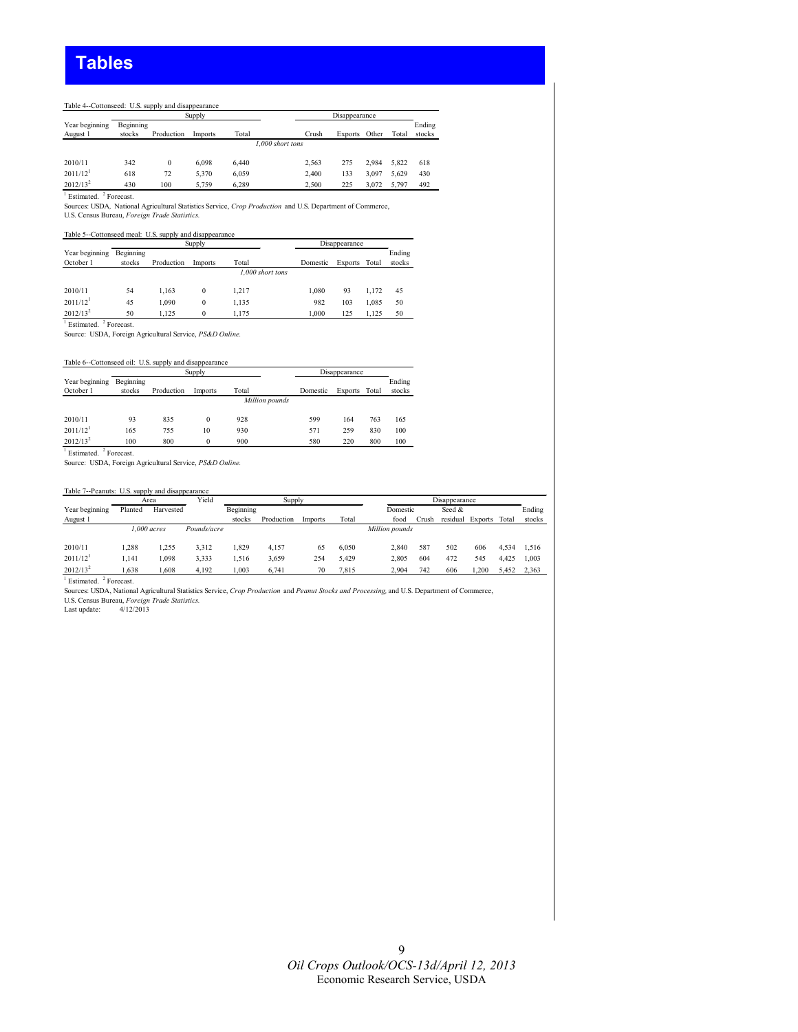# Tables

Table 4--Cottonseed: U.S. supply and disappearance

| Year beginning August 1 | Supply | | | | Disappearance | | | | Ending stocks |
|---|---|---|---|---|---|---|---|---|---|
| | Beginning stocks | Production | Imports | Total | Crush | Exports | Other | Total | |
| | *1,000 short tons* | | | | | | | | |
| 2010/11 | 342 | 0 | 6,098 | 6,440 | 2,563 | 275 | 2,984 | 5,822 | 618 |
| 2011/12[1] | 618 | 72 | 5,370 | 6,059 | 2,400 | 133 | 3,097 | 5,629 | 430 |
| 2012/13[2] | 430 | 100 | 5,759 | 6,289 | 2,500 | 225 | 3,072 | 5,797 | 492 |

[1] Estimated. [2] Forecast.

Sources: USDA, National Agricultural Statistics Service, *Crop Production* and U.S. Department of Commerce, U.S. Census Bureau, *Foreign Trade Statistics.*

Table 5--Cottonseed meal: U.S. supply and disappearance

| Year beginning October 1 | Supply | | | | Disappearance | | | Ending stocks |
|---|---|---|---|---|---|---|---|---|
| | Beginning stocks | Production | Imports | Total | Domestic | Exports | Total | |
| | *1,000 short tons* | | | | | | | |
| 2010/11 | 54 | 1,163 | 0 | 1,217 | 1,080 | 93 | 1,172 | 45 |
| 2011/12[1] | 45 | 1,090 | 0 | 1,135 | 982 | 103 | 1,085 | 50 |
| 2012/13[2] | 50 | 1,125 | 0 | 1,175 | 1,000 | 125 | 1,125 | 50 |

[1] Estimated. [2] Forecast.

Source: USDA, Foreign Agricultural Service, *PS&D Online.*

Table 6--Cottonseed oil: U.S. supply and disappearance

| Year beginning October 1 | Supply | | | | Disappearance | | | Ending stocks |
|---|---|---|---|---|---|---|---|---|
| | Beginning stocks | Production | Imports | Total | Domestic | Exports | Total | |
| | *Million pounds* | | | | | | | |
| 2010/11 | 93 | 835 | 0 | 928 | 599 | 164 | 763 | 165 |
| 2011/12[1] | 165 | 755 | 10 | 930 | 571 | 259 | 830 | 100 |
| 2012/13[2] | 100 | 800 | 0 | 900 | 580 | 220 | 800 | 100 |

[1] Estimated. [2] Forecast.

Source: USDA, Foreign Agricultural Service, *PS&D Online.*

Table 7--Peanuts: U.S. supply and disappearance

| Year beginning August 1 | Area | | Yield | Supply | | | | Disappearance | | | | | Ending stocks |
|---|---|---|---|---|---|---|---|---|---|---|---|---|---|
| | Planted | Harvested | | Beginning stocks | Production | Imports | Total | Domestic food | Crush | Seed & residual | Exports | Total | |
| | *1,000 acres* | | *Pounds/acre* | | | | | *Million pounds* | | | | | |
| 2010/11 | 1,288 | 1,255 | 3,312 | 1,829 | 4,157 | 65 | 6,050 | 2,840 | 587 | 502 | 606 | 4,534 | 1,516 |
| 2011/12[1] | 1,141 | 1,098 | 3,333 | 1,516 | 3,659 | 254 | 5,429 | 2,805 | 604 | 472 | 545 | 4,425 | 1,003 |
| 2012/13[2] | 1,638 | 1,608 | 4,192 | 1,003 | 6,741 | 70 | 7,815 | 2,904 | 742 | 606 | 1,200 | 5,452 | 2,363 |

[1] Estimated. [2] Forecast.

Sources: USDA, National Agricultural Statistics Service, *Crop Production* and *Peanut Stocks and Processing,* and U.S. Department of Commerce, U.S. Census Bureau, *Foreign Trade Statistics.*

Last update: 4/12/2013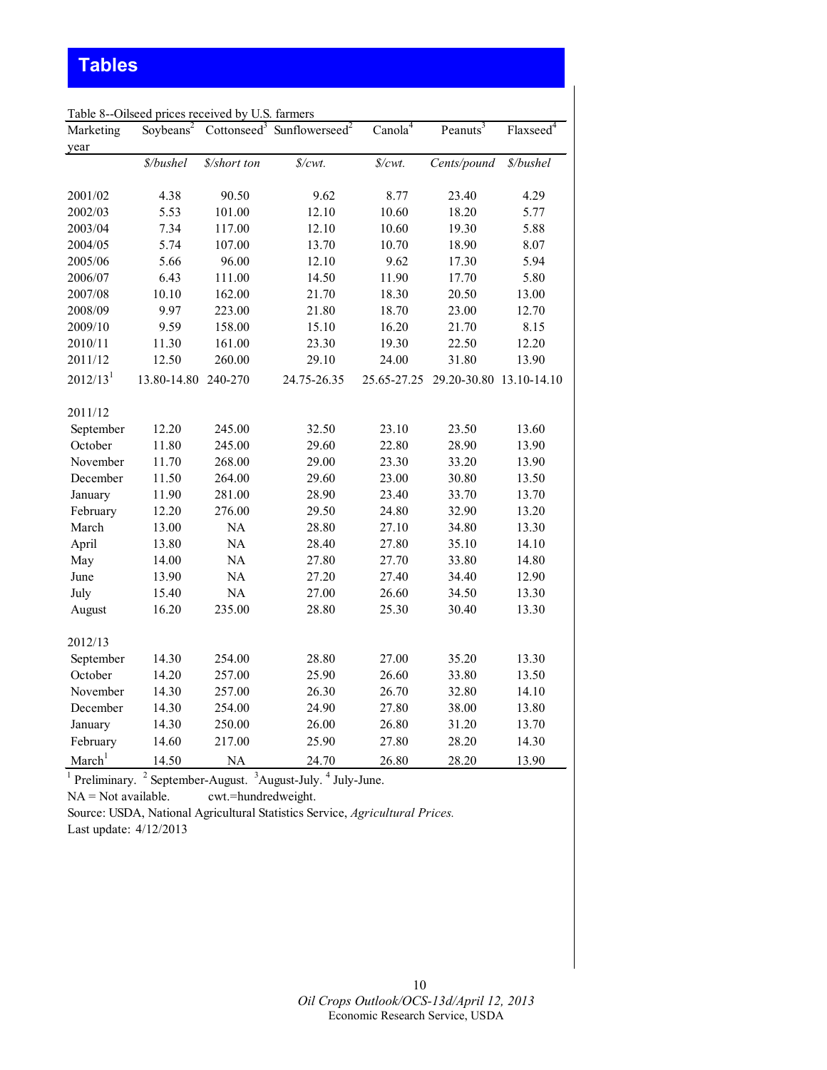# Tables

Table 8--Oilseed prices received by U.S. farmers

| Marketing year | Soybeans[2] | Cottonseed[3] | Sunflowerseed[2] | Canola[4] | Peanuts[3] | Flaxseed[4] |
|---|---|---|---|---|---|---|
| | *$/bushel* | *$/short ton* | *$/cwt.* | *$/cwt.* | *Cents/pound* | *$/bushel* |
| 2001/02 | 4.38 | 90.50 | 9.62 | 8.77 | 23.40 | 4.29 |
| 2002/03 | 5.53 | 101.00 | 12.10 | 10.60 | 18.20 | 5.77 |
| 2003/04 | 7.34 | 117.00 | 12.10 | 10.60 | 19.30 | 5.88 |
| 2004/05 | 5.74 | 107.00 | 13.70 | 10.70 | 18.90 | 8.07 |
| 2005/06 | 5.66 | 96.00 | 12.10 | 9.62 | 17.30 | 5.94 |
| 2006/07 | 6.43 | 111.00 | 14.50 | 11.90 | 17.70 | 5.80 |
| 2007/08 | 10.10 | 162.00 | 21.70 | 18.30 | 20.50 | 13.00 |
| 2008/09 | 9.97 | 223.00 | 21.80 | 18.70 | 23.00 | 12.70 |
| 2009/10 | 9.59 | 158.00 | 15.10 | 16.20 | 21.70 | 8.15 |
| 2010/11 | 11.30 | 161.00 | 23.30 | 19.30 | 22.50 | 12.20 |
| 2011/12 | 12.50 | 260.00 | 29.10 | 24.00 | 31.80 | 13.90 |
| 2012/13[1] | 13.80-14.80 | 240-270 | 24.75-26.35 | 25.65-27.25 | 29.20-30.80 | 13.10-14.10 |
| | | | | | | |
| 2011/12 | | | | | | |
| September | 12.20 | 245.00 | 32.50 | 23.10 | 23.50 | 13.60 |
| October | 11.80 | 245.00 | 29.60 | 22.80 | 28.90 | 13.90 |
| November | 11.70 | 268.00 | 29.00 | 23.30 | 33.20 | 13.90 |
| December | 11.50 | 264.00 | 29.60 | 23.00 | 30.80 | 13.50 |
| January | 11.90 | 281.00 | 28.90 | 23.40 | 33.70 | 13.70 |
| February | 12.20 | 276.00 | 29.50 | 24.80 | 32.90 | 13.20 |
| March | 13.00 | NA | 28.80 | 27.10 | 34.80 | 13.30 |
| April | 13.80 | NA | 28.40 | 27.80 | 35.10 | 14.10 |
| May | 14.00 | NA | 27.80 | 27.70 | 33.80 | 14.80 |
| June | 13.90 | NA | 27.20 | 27.40 | 34.40 | 12.90 |
| July | 15.40 | NA | 27.00 | 26.60 | 34.50 | 13.30 |
| August | 16.20 | 235.00 | 28.80 | 25.30 | 30.40 | 13.30 |
| | | | | | | |
| 2012/13 | | | | | | |
| September | 14.30 | 254.00 | 28.80 | 27.00 | 35.20 | 13.30 |
| October | 14.20 | 257.00 | 25.90 | 26.60 | 33.80 | 13.50 |
| November | 14.30 | 257.00 | 26.30 | 26.70 | 32.80 | 14.10 |
| December | 14.30 | 254.00 | 24.90 | 27.80 | 38.00 | 13.80 |
| January | 14.30 | 250.00 | 26.00 | 26.80 | 31.20 | 13.70 |
| February | 14.60 | 217.00 | 25.90 | 27.80 | 28.20 | 14.30 |
| March[1] | 14.50 | NA | 24.70 | 26.80 | 28.20 | 13.90 |

[1] Preliminary. [2] September-August. [3] August-July. [4] July-June.

NA = Not available. cwt.=hundredweight.

Source: USDA, National Agricultural Statistics Service, *Agricultural Prices.*

Last update: 4/12/2013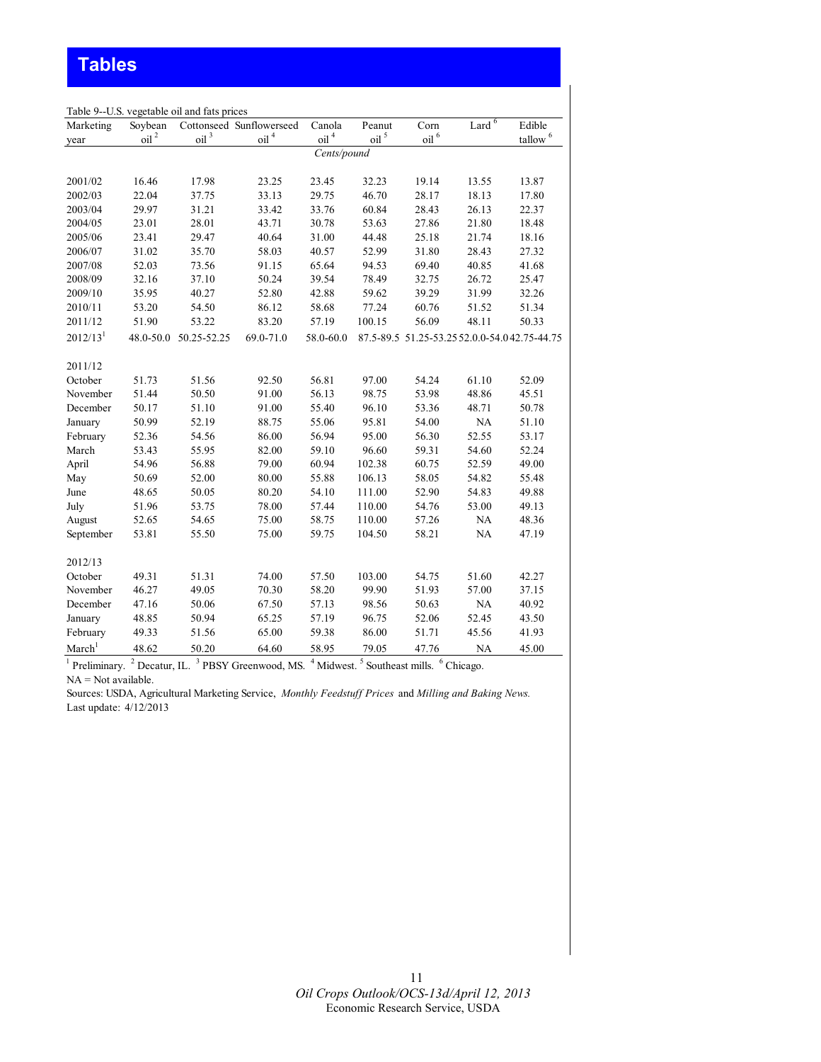# Tables

Table 9--U.S. vegetable oil and fats prices

| Marketing year | Soybean oil [2] | Cottonseed oil [3] | Sunflowerseed oil [4] | Canola oil [4] | Peanut oil [5] | Corn oil [6] | Lard [6] | Edible tallow [6] |
|---|---|---|---|---|---|---|---|---|
| | | | | Cents/pound | | | | |
| 2001/02 | 16.46 | 17.98 | 23.25 | 23.45 | 32.23 | 19.14 | 13.55 | 13.87 |
| 2002/03 | 22.04 | 37.75 | 33.13 | 29.75 | 46.70 | 28.17 | 18.13 | 17.80 |
| 2003/04 | 29.97 | 31.21 | 33.42 | 33.76 | 60.84 | 28.43 | 26.13 | 22.37 |
| 2004/05 | 23.01 | 28.01 | 43.71 | 30.78 | 53.63 | 27.86 | 21.80 | 18.48 |
| 2005/06 | 23.41 | 29.47 | 40.64 | 31.00 | 44.48 | 25.18 | 21.74 | 18.16 |
| 2006/07 | 31.02 | 35.70 | 58.03 | 40.57 | 52.99 | 31.80 | 28.43 | 27.32 |
| 2007/08 | 52.03 | 73.56 | 91.15 | 65.64 | 94.53 | 69.40 | 40.85 | 41.68 |
| 2008/09 | 32.16 | 37.10 | 50.24 | 39.54 | 78.49 | 32.75 | 26.72 | 25.47 |
| 2009/10 | 35.95 | 40.27 | 52.80 | 42.88 | 59.62 | 39.29 | 31.99 | 32.26 |
| 2010/11 | 53.20 | 54.50 | 86.12 | 58.68 | 77.24 | 60.76 | 51.52 | 51.34 |
| 2011/12 | 51.90 | 53.22 | 83.20 | 57.19 | 100.15 | 56.09 | 48.11 | 50.33 |
| 2012/13[1] | 48.0-50.0 | 50.25-52.25 | 69.0-71.0 | 58.0-60.0 | 87.5-89.5 | 51.25-53.25 | 52.0.0-54.0 | 42.75-44.75 |
| **2011/12** | | | | | | | | |
| October | 51.73 | 51.56 | 92.50 | 56.81 | 97.00 | 54.24 | 61.10 | 52.09 |
| November | 51.44 | 50.50 | 91.00 | 56.13 | 98.75 | 53.98 | 48.86 | 45.51 |
| December | 50.17 | 51.10 | 91.00 | 55.40 | 96.10 | 53.36 | 48.71 | 50.78 |
| January | 50.99 | 52.19 | 88.75 | 55.06 | 95.81 | 54.00 | NA | 51.10 |
| February | 52.36 | 54.56 | 86.00 | 56.94 | 95.00 | 56.30 | 52.55 | 53.17 |
| March | 53.43 | 55.95 | 82.00 | 59.10 | 96.60 | 59.31 | 54.60 | 52.24 |
| April | 54.96 | 56.88 | 79.00 | 60.94 | 102.38 | 60.75 | 52.59 | 49.00 |
| May | 50.69 | 52.00 | 80.00 | 55.88 | 106.13 | 58.05 | 54.82 | 55.48 |
| June | 48.65 | 50.05 | 80.20 | 54.10 | 111.00 | 52.90 | 54.83 | 49.88 |
| July | 51.96 | 53.75 | 78.00 | 57.44 | 110.00 | 54.76 | 53.00 | 49.13 |
| August | 52.65 | 54.65 | 75.00 | 58.75 | 110.00 | 57.26 | NA | 48.36 |
| September | 53.81 | 55.50 | 75.00 | 59.75 | 104.50 | 58.21 | NA | 47.19 |
| **2012/13** | | | | | | | | |
| October | 49.31 | 51.31 | 74.00 | 57.50 | 103.00 | 54.75 | 51.60 | 42.27 |
| November | 46.27 | 49.05 | 70.30 | 58.20 | 99.90 | 51.93 | 57.00 | 37.15 |
| December | 47.16 | 50.06 | 67.50 | 57.13 | 98.56 | 50.63 | NA | 40.92 |
| January | 48.85 | 50.94 | 65.25 | 57.19 | 96.75 | 52.06 | 52.45 | 43.50 |
| February | 49.33 | 51.56 | 65.00 | 59.38 | 86.00 | 51.71 | 45.56 | 41.93 |
| March[1] | 48.62 | 50.20 | 64.60 | 58.95 | 79.05 | 47.76 | NA | 45.00 |

[1] Preliminary. [2] Decatur, IL. [3] PBSY Greenwood, MS. [4] Midwest. [5] Southeast mills. [6] Chicago.

NA = Not available.

Sources: USDA, Agricultural Marketing Service, *Monthly Feedstuff Prices* and *Milling and Baking News.*

Last update: 4/12/2013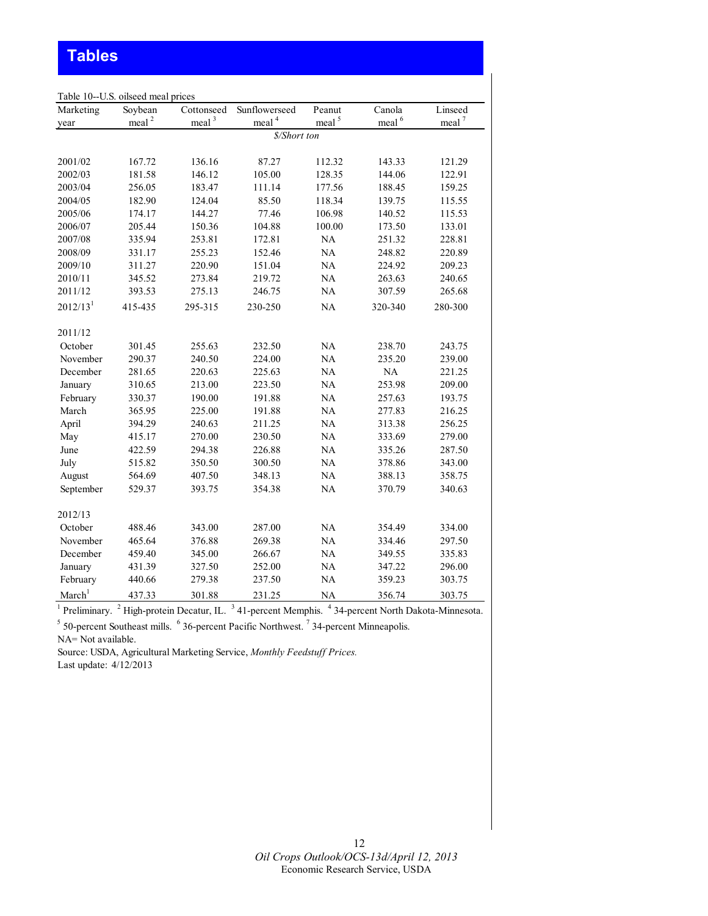# Tables

Table 10--U.S. oilseed meal prices

| Marketing year | Soybean meal [2] | Cottonseed meal [3] | Sunflowerseed meal [4] | Peanut meal [5] | Canola meal [6] | Linseed meal [7] |
|---|---|---|---|---|---|---|
| | | | $/Short ton | | | |
| 2001/02 | 167.72 | 136.16 | 87.27 | 112.32 | 143.33 | 121.29 |
| 2002/03 | 181.58 | 146.12 | 105.00 | 128.35 | 144.06 | 122.91 |
| 2003/04 | 256.05 | 183.47 | 111.14 | 177.56 | 188.45 | 159.25 |
| 2004/05 | 182.90 | 124.04 | 85.50 | 118.34 | 139.75 | 115.55 |
| 2005/06 | 174.17 | 144.27 | 77.46 | 106.98 | 140.52 | 115.53 |
| 2006/07 | 205.44 | 150.36 | 104.88 | 100.00 | 173.50 | 133.01 |
| 2007/08 | 335.94 | 253.81 | 172.81 | NA | 251.32 | 228.81 |
| 2008/09 | 331.17 | 255.23 | 152.46 | NA | 248.82 | 220.89 |
| 2009/10 | 311.27 | 220.90 | 151.04 | NA | 224.92 | 209.23 |
| 2010/11 | 345.52 | 273.84 | 219.72 | NA | 263.63 | 240.65 |
| 2011/12 | 393.53 | 275.13 | 246.75 | NA | 307.59 | 265.68 |
| 2012/13[1] | 415-435 | 295-315 | 230-250 | NA | 320-340 | 280-300 |
| 2011/12 | | | | | | |
| October | 301.45 | 255.63 | 232.50 | NA | 238.70 | 243.75 |
| November | 290.37 | 240.50 | 224.00 | NA | 235.20 | 239.00 |
| December | 281.65 | 220.63 | 225.63 | NA | NA | 221.25 |
| January | 310.65 | 213.00 | 223.50 | NA | 253.98 | 209.00 |
| February | 330.37 | 190.00 | 191.88 | NA | 257.63 | 193.75 |
| March | 365.95 | 225.00 | 191.88 | NA | 277.83 | 216.25 |
| April | 394.29 | 240.63 | 211.25 | NA | 313.38 | 256.25 |
| May | 415.17 | 270.00 | 230.50 | NA | 333.69 | 279.00 |
| June | 422.59 | 294.38 | 226.88 | NA | 335.26 | 287.50 |
| July | 515.82 | 350.50 | 300.50 | NA | 378.86 | 343.00 |
| August | 564.69 | 407.50 | 348.13 | NA | 388.13 | 358.75 |
| September | 529.37 | 393.75 | 354.38 | NA | 370.79 | 340.63 |
| 2012/13 | | | | | | |
| October | 488.46 | 343.00 | 287.00 | NA | 354.49 | 334.00 |
| November | 465.64 | 376.88 | 269.38 | NA | 334.46 | 297.50 |
| December | 459.40 | 345.00 | 266.67 | NA | 349.55 | 335.83 |
| January | 431.39 | 327.50 | 252.00 | NA | 347.22 | 296.00 |
| February | 440.66 | 279.38 | 237.50 | NA | 359.23 | 303.75 |
| March[1] | 437.33 | 301.88 | 231.25 | NA | 356.74 | 303.75 |

[1] Preliminary. [2] High-protein Decatur, IL. [3] 41-percent Memphis. [4] 34-percent North Dakota-Minnesota.
[5] 50-percent Southeast mills. [6] 36-percent Pacific Northwest. [7] 34-percent Minneapolis.
NA= Not available.
Source: USDA, Agricultural Marketing Service, *Monthly Feedstuff Prices.*
Last update: 4/12/2013